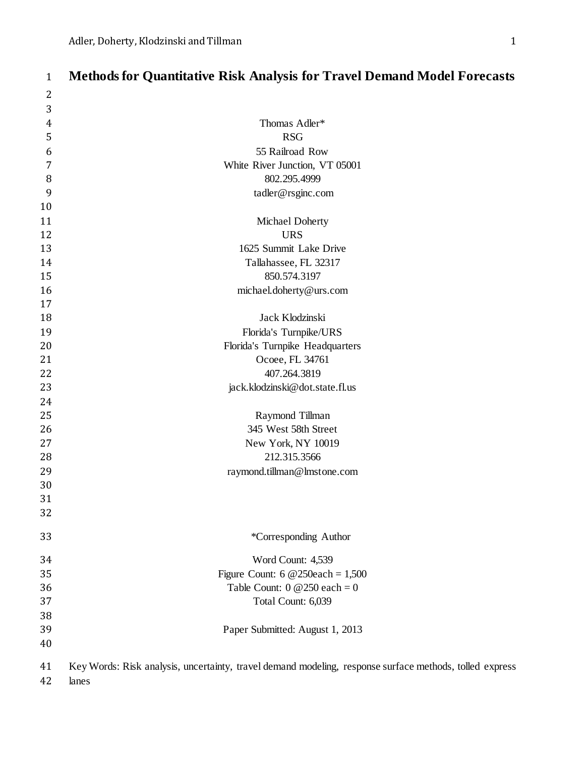# Methods for Quantitative Risk Analysis for Travel Demand Model Forecasts

Thomas Adler*
RSG
55 Railroad Row
White River Junction, VT 05001
802.295.4999
tadler@rsginc.com

Michael Doherty
URS
1625 Summit Lake Drive
Tallahassee, FL 32317
850.574.3197
michael.doherty@urs.com

Jack Klodzinski
Florida's Turnpike/URS
Florida's Turnpike Headquarters
Ocoee, FL 34761
407.264.3819
jack.klodzinski@dot.state.fl.us

Raymond Tillman
345 West 58th Street
New York, NY 10019
212.315.3566
raymond.tillman@lmstone.com

*Corresponding Author

Word Count: 4,539
Figure Count: 6 @250each = 1,500
Table Count: 0 @250 each = 0
Total Count: 6,039

Paper Submitted: August 1, 2013

Key Words: Risk analysis, uncertainty, travel demand modeling, response surface methods, tolled express lanes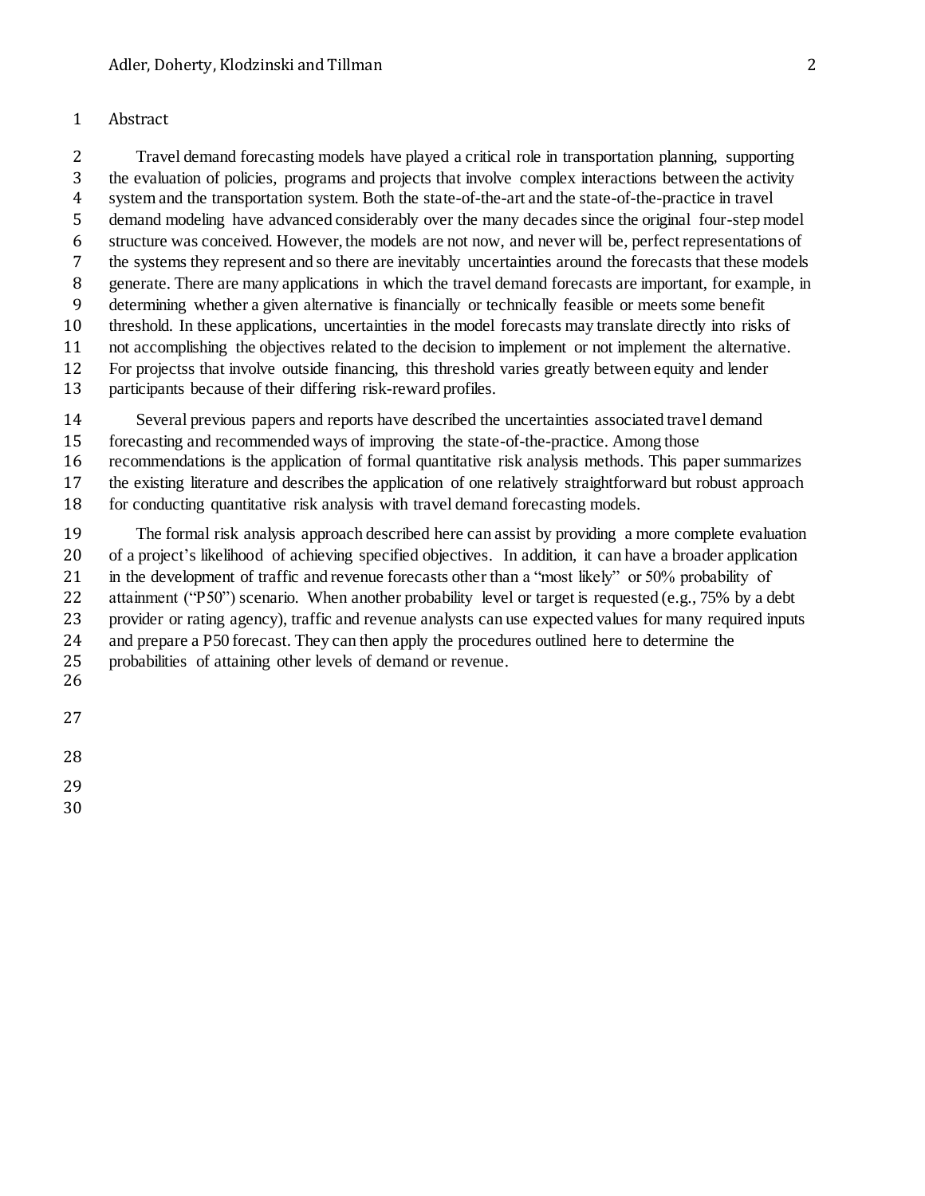## Abstract

Travel demand forecasting models have played a critical role in transportation planning, supporting the evaluation of policies, programs and projects that involve complex interactions between the activity system and the transportation system. Both the state-of-the-art and the state-of-the-practice in travel demand modeling have advanced considerably over the many decades since the original four-step model structure was conceived. However, the models are not now, and never will be, perfect representations of the systems they represent and so there are inevitably uncertainties around the forecasts that these models generate. There are many applications in which the travel demand forecasts are important, for example, in determining whether a given alternative is financially or technically feasible or meets some benefit threshold. In these applications, uncertainties in the model forecasts may translate directly into risks of not accomplishing the objectives related to the decision to implement or not implement the alternative. For projectss that involve outside financing, this threshold varies greatly between equity and lender participants because of their differing risk-reward profiles.

Several previous papers and reports have described the uncertainties associated travel demand forecasting and recommended ways of improving the state-of-the-practice. Among those recommendations is the application of formal quantitative risk analysis methods. This paper summarizes the existing literature and describes the application of one relatively straightforward but robust approach for conducting quantitative risk analysis with travel demand forecasting models.

The formal risk analysis approach described here can assist by providing a more complete evaluation of a project's likelihood of achieving specified objectives. In addition, it can have a broader application in the development of traffic and revenue forecasts other than a "most likely" or 50% probability of attainment ("P50") scenario. When another probability level or target is requested (e.g., 75% by a debt provider or rating agency), traffic and revenue analysts can use expected values for many required inputs and prepare a P50 forecast. They can then apply the procedures outlined here to determine the probabilities of attaining other levels of demand or revenue.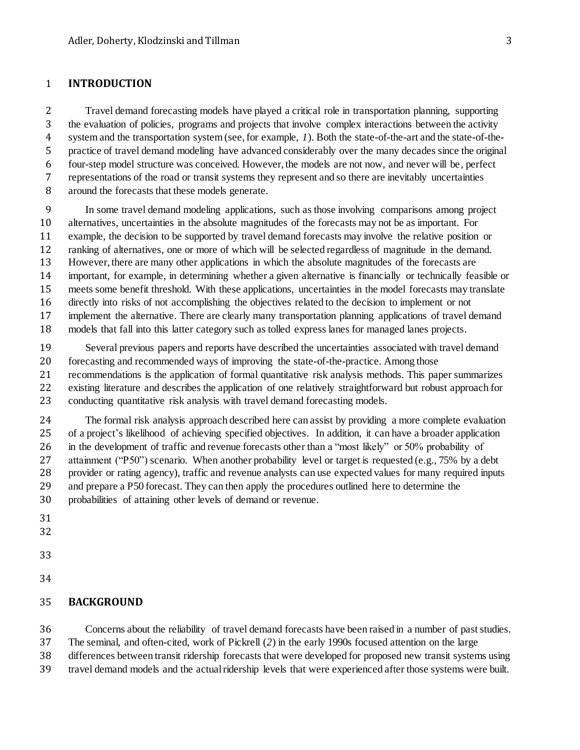# INTRODUCTION

Travel demand forecasting models have played a critical role in transportation planning, supporting the evaluation of policies, programs and projects that involve complex interactions between the activity system and the transportation system (see, for example, *1*). Both the state-of-the-art and the state-of-the-practice of travel demand modeling have advanced considerably over the many decades since the original four-step model structure was conceived. However, the models are not now, and never will be, perfect representations of the road or transit systems they represent and so there are inevitably uncertainties around the forecasts that these models generate.

In some travel demand modeling applications, such as those involving comparisons among project alternatives, uncertainties in the absolute magnitudes of the forecasts may not be as important. For example, the decision to be supported by travel demand forecasts may involve the relative position or ranking of alternatives, one or more of which will be selected regardless of magnitude in the demand. However, there are many other applications in which the absolute magnitudes of the forecasts are important, for example, in determining whether a given alternative is financially or technically feasible or meets some benefit threshold. With these applications, uncertainties in the model forecasts may translate directly into risks of not accomplishing the objectives related to the decision to implement or not implement the alternative. There are clearly many transportation planning applications of travel demand models that fall into this latter category such as tolled express lanes for managed lanes projects.

Several previous papers and reports have described the uncertainties associated with travel demand forecasting and recommended ways of improving the state-of-the-practice. Among those recommendations is the application of formal quantitative risk analysis methods. This paper summarizes existing literature and describes the application of one relatively straightforward but robust approach for conducting quantitative risk analysis with travel demand forecasting models.

The formal risk analysis approach described here can assist by providing a more complete evaluation of a project's likelihood of achieving specified objectives. In addition, it can have a broader application in the development of traffic and revenue forecasts other than a "most likely" or 50% probability of attainment ("P50") scenario. When another probability level or target is requested (e.g., 75% by a debt provider or rating agency), traffic and revenue analysts can use expected values for many required inputs and prepare a P50 forecast. They can then apply the procedures outlined here to determine the probabilities of attaining other levels of demand or revenue.

# BACKGROUND

Concerns about the reliability of travel demand forecasts have been raised in a number of past studies. The seminal, and often-cited, work of Pickrell (*2*) in the early 1990s focused attention on the large differences between transit ridership forecasts that were developed for proposed new transit systems using travel demand models and the actual ridership levels that were experienced after those systems were built.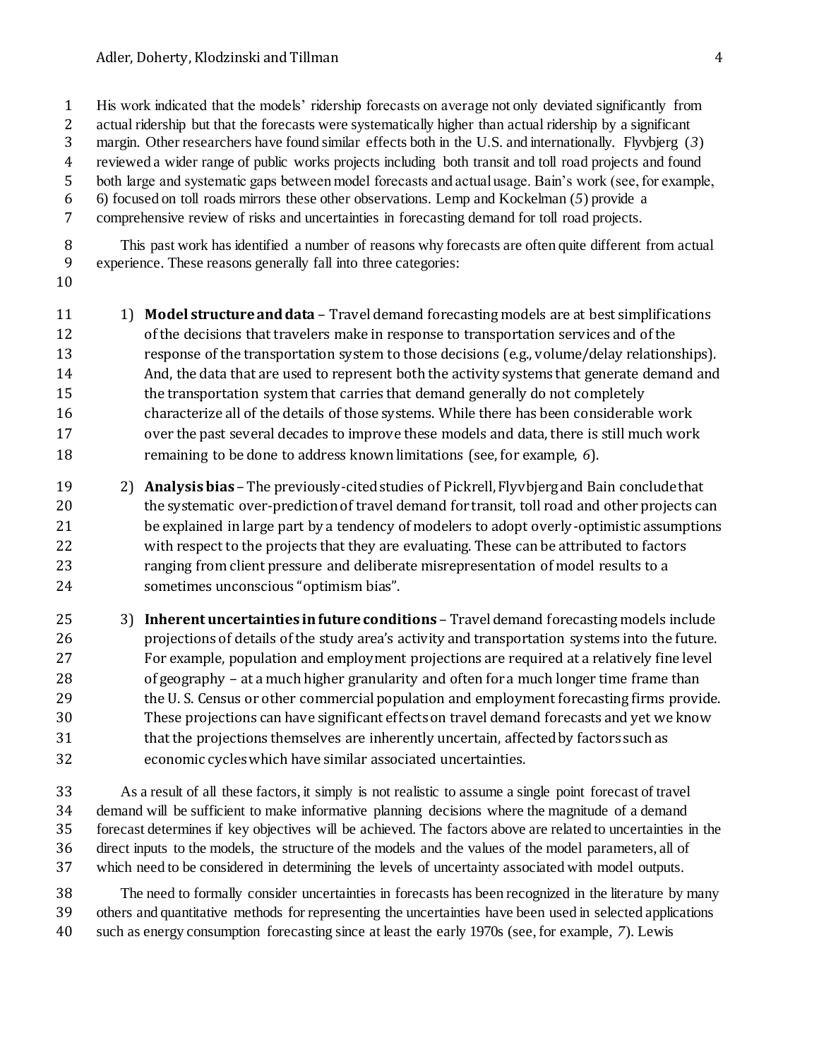His work indicated that the models' ridership forecasts on average not only deviated significantly from actual ridership but that the forecasts were systematically higher than actual ridership by a significant margin. Other researchers have found similar effects both in the U.S. and internationally. Flyvbjerg (*3*) reviewed a wider range of public works projects including both transit and toll road projects and found both large and systematic gaps between model forecasts and actual usage. Bain's work (see, for example, 6) focused on toll roads mirrors these other observations. Lemp and Kockelman (*5*) provide a comprehensive review of risks and uncertainties in forecasting demand for toll road projects.

This past work has identified a number of reasons why forecasts are often quite different from actual experience. These reasons generally fall into three categories:

1) **Model structure and data** – Travel demand forecasting models are at best simplifications of the decisions that travelers make in response to transportation services and of the response of the transportation system to those decisions (e.g., volume/delay relationships). And, the data that are used to represent both the activity systems that generate demand and the transportation system that carries that demand generally do not completely characterize all of the details of those systems. While there has been considerable work over the past several decades to improve these models and data, there is still much work remaining to be done to address known limitations (see, for example, *6*).

2) **Analysis bias** – The previously-cited studies of Pickrell, Flyvbjerg and Bain conclude that the systematic over-prediction of travel demand for transit, toll road and other projects can be explained in large part by a tendency of modelers to adopt overly-optimistic assumptions with respect to the projects that they are evaluating. These can be attributed to factors ranging from client pressure and deliberate misrepresentation of model results to a sometimes unconscious "optimism bias".

3) **Inherent uncertainties in future conditions** – Travel demand forecasting models include projections of details of the study area's activity and transportation systems into the future. For example, population and employment projections are required at a relatively fine level of geography – at a much higher granularity and often for a much longer time frame than the U. S. Census or other commercial population and employment forecasting firms provide. These projections can have significant effects on travel demand forecasts and yet we know that the projections themselves are inherently uncertain, affected by factors such as economic cycles which have similar associated uncertainties.

As a result of all these factors, it simply is not realistic to assume a single point forecast of travel demand will be sufficient to make informative planning decisions where the magnitude of a demand forecast determines if key objectives will be achieved. The factors above are related to uncertainties in the direct inputs to the models, the structure of the models and the values of the model parameters, all of which need to be considered in determining the levels of uncertainty associated with model outputs.

The need to formally consider uncertainties in forecasts has been recognized in the literature by many others and quantitative methods for representing the uncertainties have been used in selected applications such as energy consumption forecasting since at least the early 1970s (see, for example, *7*). Lewis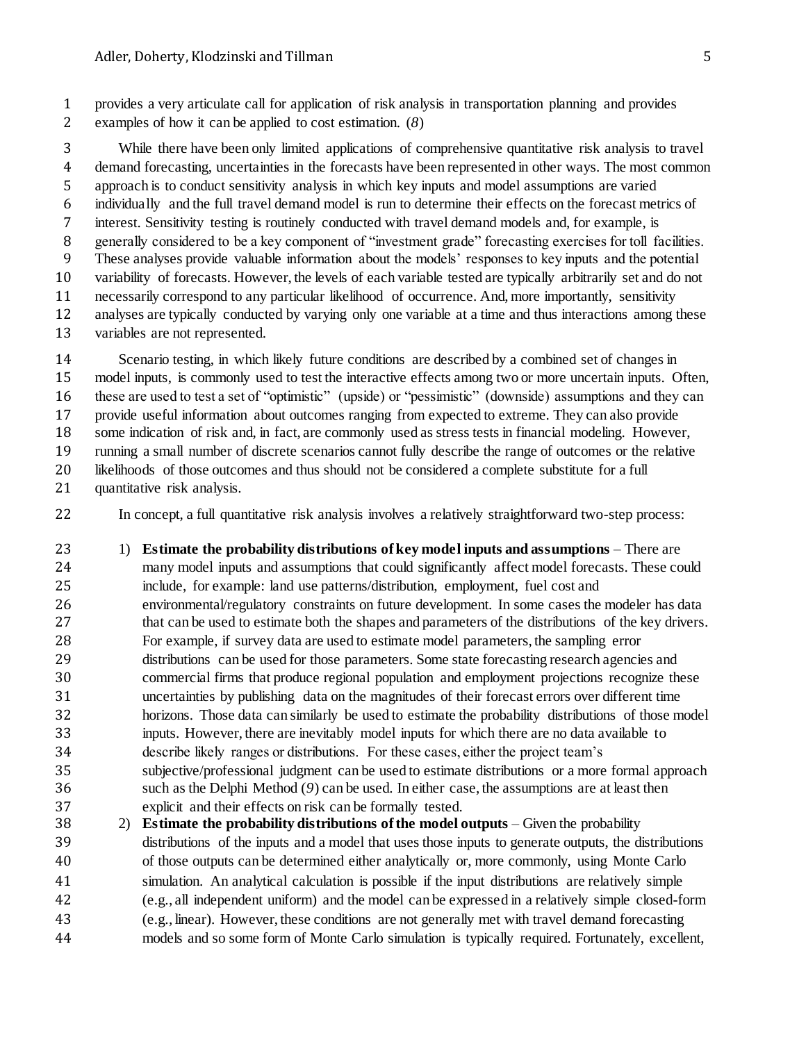provides a very articulate call for application of risk analysis in transportation planning and provides examples of how it can be applied to cost estimation. (*8*)

While there have been only limited applications of comprehensive quantitative risk analysis to travel demand forecasting, uncertainties in the forecasts have been represented in other ways. The most common approach is to conduct sensitivity analysis in which key inputs and model assumptions are varied individually and the full travel demand model is run to determine their effects on the forecast metrics of interest. Sensitivity testing is routinely conducted with travel demand models and, for example, is generally considered to be a key component of "investment grade" forecasting exercises for toll facilities. These analyses provide valuable information about the models' responses to key inputs and the potential variability of forecasts. However, the levels of each variable tested are typically arbitrarily set and do not necessarily correspond to any particular likelihood of occurrence. And, more importantly, sensitivity analyses are typically conducted by varying only one variable at a time and thus interactions among these variables are not represented.

Scenario testing, in which likely future conditions are described by a combined set of changes in model inputs, is commonly used to test the interactive effects among two or more uncertain inputs. Often, these are used to test a set of "optimistic" (upside) or "pessimistic" (downside) assumptions and they can provide useful information about outcomes ranging from expected to extreme. They can also provide some indication of risk and, in fact, are commonly used as stress tests in financial modeling. However, running a small number of discrete scenarios cannot fully describe the range of outcomes or the relative likelihoods of those outcomes and thus should not be considered a complete substitute for a full quantitative risk analysis.

In concept, a full quantitative risk analysis involves a relatively straightforward two-step process:

1) **Estimate the probability distributions of key model inputs and assumptions** – There are many model inputs and assumptions that could significantly affect model forecasts. These could include, for example: land use patterns/distribution, employment, fuel cost and environmental/regulatory constraints on future development. In some cases the modeler has data that can be used to estimate both the shapes and parameters of the distributions of the key drivers. For example, if survey data are used to estimate model parameters, the sampling error distributions can be used for those parameters. Some state forecasting research agencies and commercial firms that produce regional population and employment projections recognize these uncertainties by publishing data on the magnitudes of their forecast errors over different time horizons. Those data can similarly be used to estimate the probability distributions of those model inputs. However, there are inevitably model inputs for which there are no data available to describe likely ranges or distributions. For these cases, either the project team's subjective/professional judgment can be used to estimate distributions or a more formal approach such as the Delphi Method (*9*) can be used. In either case, the assumptions are at least then explicit and their effects on risk can be formally tested.
2) **Estimate the probability distributions of the model outputs** – Given the probability distributions of the inputs and a model that uses those inputs to generate outputs, the distributions of those outputs can be determined either analytically or, more commonly, using Monte Carlo simulation. An analytical calculation is possible if the input distributions are relatively simple (e.g., all independent uniform) and the model can be expressed in a relatively simple closed-form (e.g., linear). However, these conditions are not generally met with travel demand forecasting models and so some form of Monte Carlo simulation is typically required. Fortunately, excellent,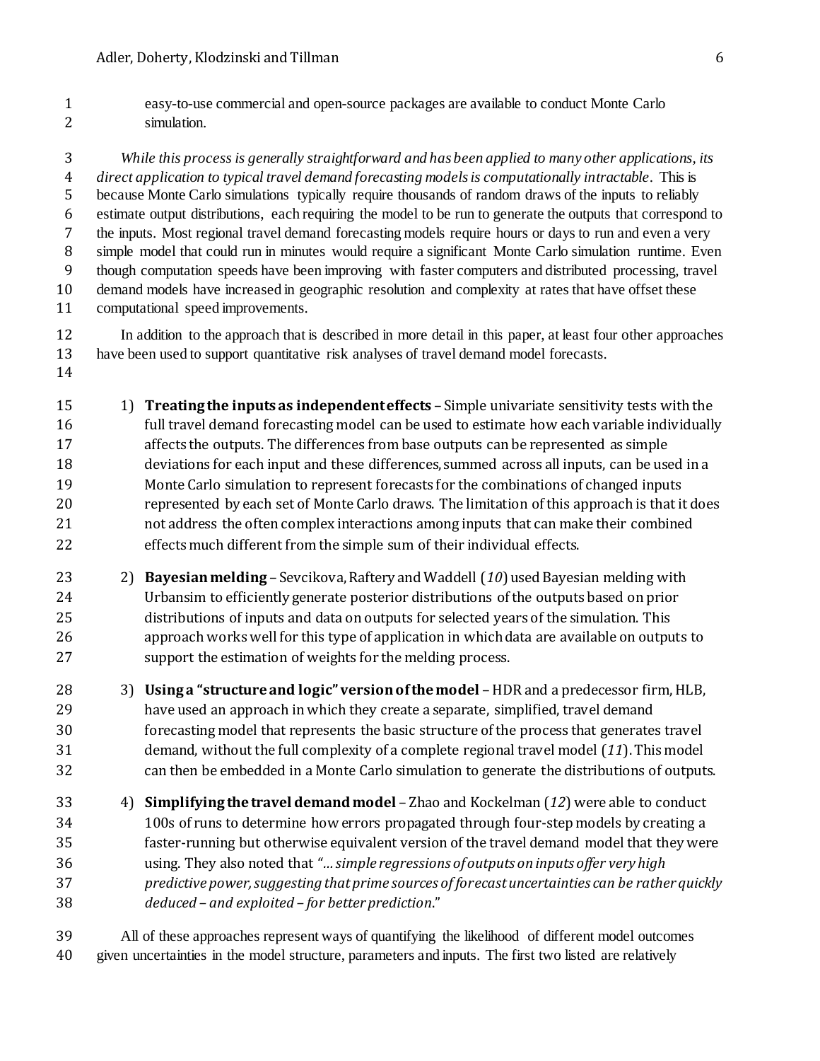easy-to-use commercial and open-source packages are available to conduct Monte Carlo simulation.

*While this process is generally straightforward and has been applied to many other applications, its direct application to typical travel demand forecasting models is computationally intractable*. This is because Monte Carlo simulations typically require thousands of random draws of the inputs to reliably estimate output distributions, each requiring the model to be run to generate the outputs that correspond to the inputs. Most regional travel demand forecasting models require hours or days to run and even a very simple model that could run in minutes would require a significant Monte Carlo simulation runtime. Even though computation speeds have been improving with faster computers and distributed processing, travel demand models have increased in geographic resolution and complexity at rates that have offset these computational speed improvements.

In addition to the approach that is described in more detail in this paper, at least four other approaches have been used to support quantitative risk analyses of travel demand model forecasts.

1) **Treating the inputs as independent effects** – Simple univariate sensitivity tests with the full travel demand forecasting model can be used to estimate how each variable individually affects the outputs. The differences from base outputs can be represented as simple deviations for each input and these differences, summed across all inputs, can be used in a Monte Carlo simulation to represent forecasts for the combinations of changed inputs represented by each set of Monte Carlo draws. The limitation of this approach is that it does not address the often complex interactions among inputs that can make their combined effects much different from the simple sum of their individual effects.
2) **Bayesian melding** – Sevcikova, Raftery and Waddell (*10*) used Bayesian melding with Urbansim to efficiently generate posterior distributions of the outputs based on prior distributions of inputs and data on outputs for selected years of the simulation. This approach works well for this type of application in which data are available on outputs to support the estimation of weights for the melding process.
3) **Using a "structure and logic" version of the model** – HDR and a predecessor firm, HLB, have used an approach in which they create a separate, simplified, travel demand forecasting model that represents the basic structure of the process that generates travel demand, without the full complexity of a complete regional travel model (*11*). This model can then be embedded in a Monte Carlo simulation to generate the distributions of outputs.
4) **Simplifying the travel demand model** – Zhao and Kockelman (*12*) were able to conduct 100s of runs to determine how errors propagated through four-step models by creating a faster-running but otherwise equivalent version of the travel demand model that they were using. They also noted that *"… simple regressions of outputs on inputs offer very high predictive power, suggesting that prime sources of forecast uncertainties can be rather quickly deduced – and exploited – for better prediction*."

All of these approaches represent ways of quantifying the likelihood of different model outcomes given uncertainties in the model structure, parameters and inputs. The first two listed are relatively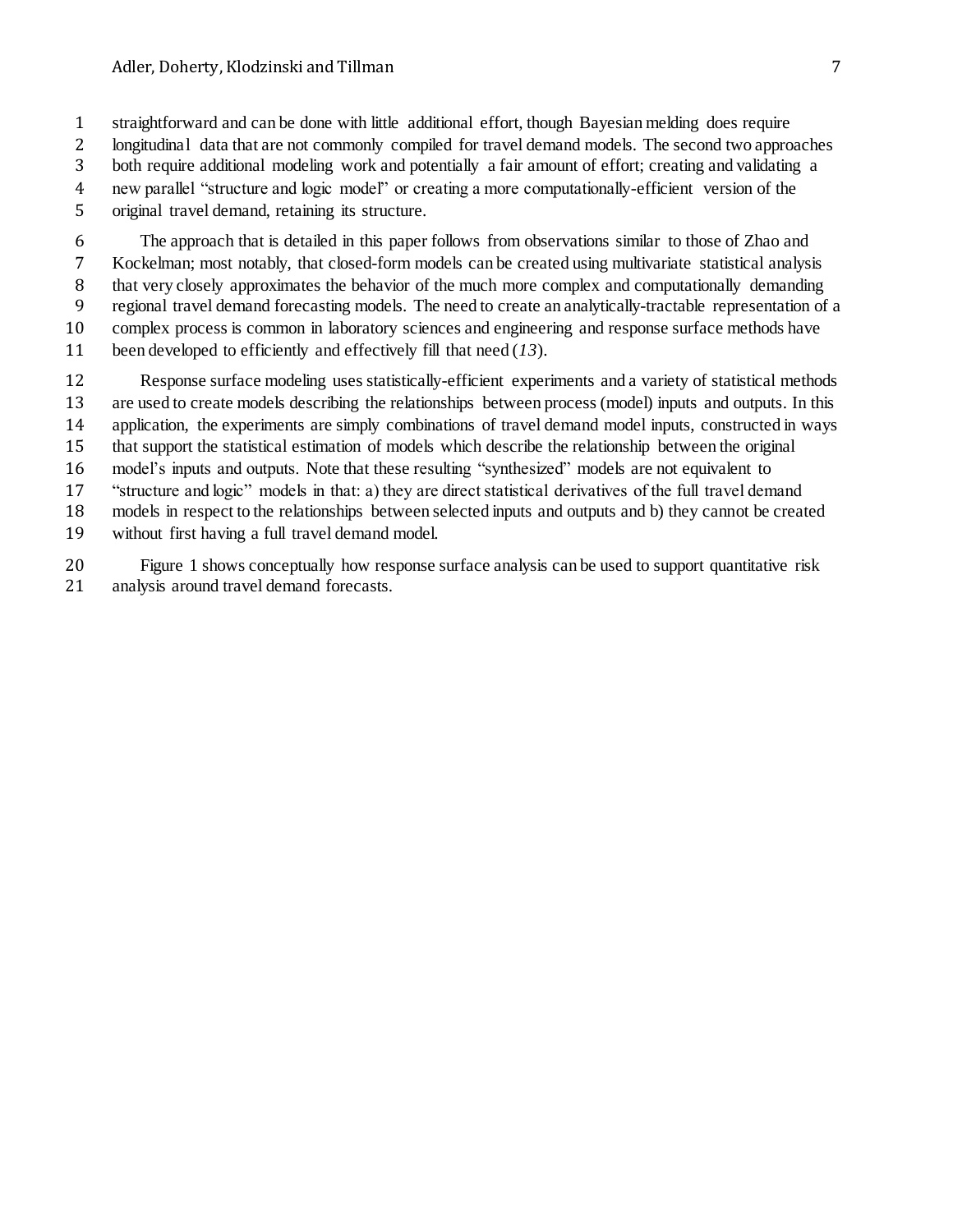straightforward and can be done with little additional effort, though Bayesian melding does require longitudinal data that are not commonly compiled for travel demand models. The second two approaches both require additional modeling work and potentially a fair amount of effort; creating and validating a new parallel "structure and logic model" or creating a more computationally-efficient version of the original travel demand, retaining its structure.

The approach that is detailed in this paper follows from observations similar to those of Zhao and Kockelman; most notably, that closed-form models can be created using multivariate statistical analysis that very closely approximates the behavior of the much more complex and computationally demanding regional travel demand forecasting models. The need to create an analytically-tractable representation of a complex process is common in laboratory sciences and engineering and response surface methods have been developed to efficiently and effectively fill that need (*13*).

Response surface modeling uses statistically-efficient experiments and a variety of statistical methods are used to create models describing the relationships between process (model) inputs and outputs. In this application, the experiments are simply combinations of travel demand model inputs, constructed in ways that support the statistical estimation of models which describe the relationship between the original model's inputs and outputs. Note that these resulting "synthesized" models are not equivalent to "structure and logic" models in that: a) they are direct statistical derivatives of the full travel demand models in respect to the relationships between selected inputs and outputs and b) they cannot be created without first having a full travel demand model.

Figure 1 shows conceptually how response surface analysis can be used to support quantitative risk analysis around travel demand forecasts.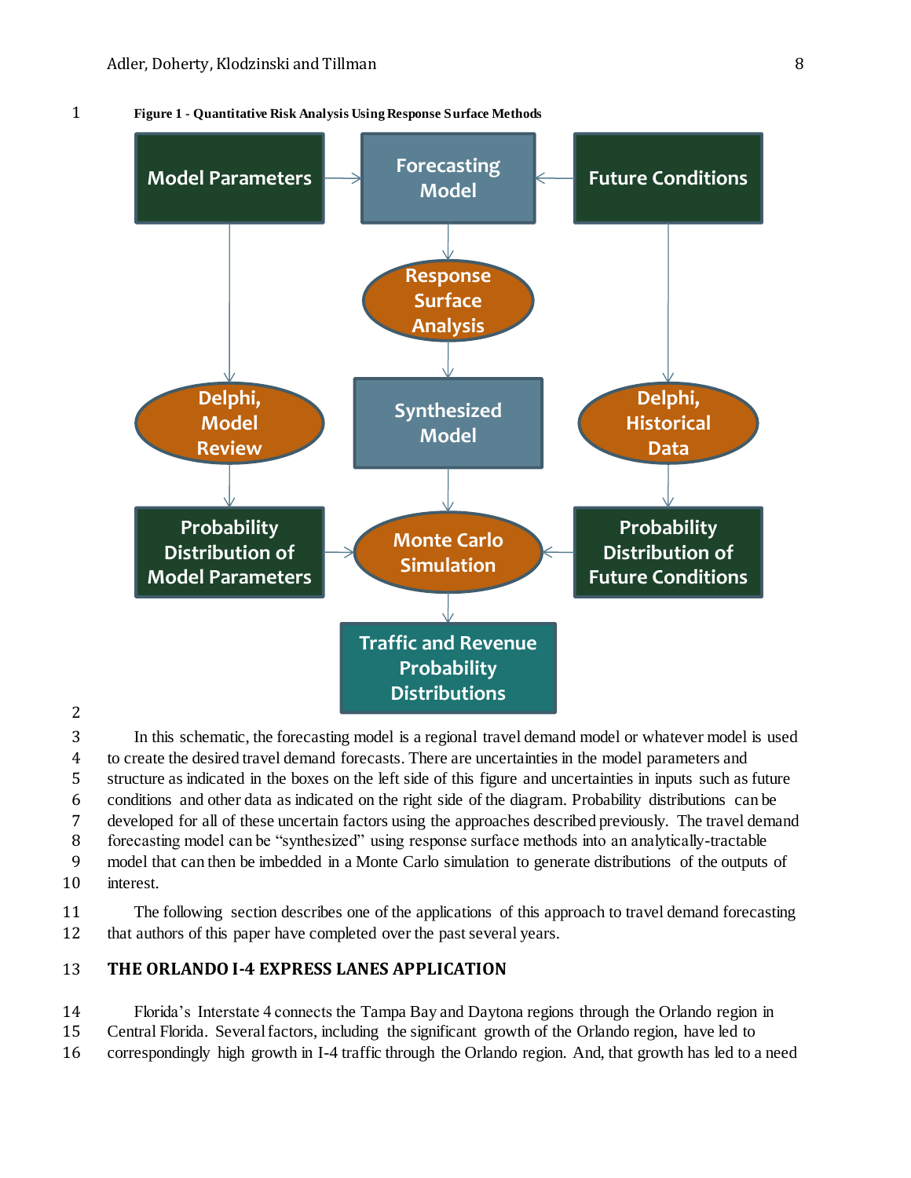**Figure 1 - Quantitative Risk Analysis Using Response Surface Methods**

In this schematic, the forecasting model is a regional travel demand model or whatever model is used to create the desired travel demand forecasts. There are uncertainties in the model parameters and structure as indicated in the boxes on the left side of this figure and uncertainties in inputs such as future conditions and other data as indicated on the right side of the diagram. Probability distributions can be developed for all of these uncertain factors using the approaches described previously. The travel demand forecasting model can be "synthesized" using response surface methods into an analytically-tractable model that can then be imbedded in a Monte Carlo simulation to generate distributions of the outputs of interest.

The following section describes one of the applications of this approach to travel demand forecasting that authors of this paper have completed over the past several years.

## THE ORLANDO I-4 EXPRESS LANES APPLICATION

Florida's Interstate 4 connects the Tampa Bay and Daytona regions through the Orlando region in Central Florida. Several factors, including the significant growth of the Orlando region, have led to correspondingly high growth in I-4 traffic through the Orlando region. And, that growth has led to a need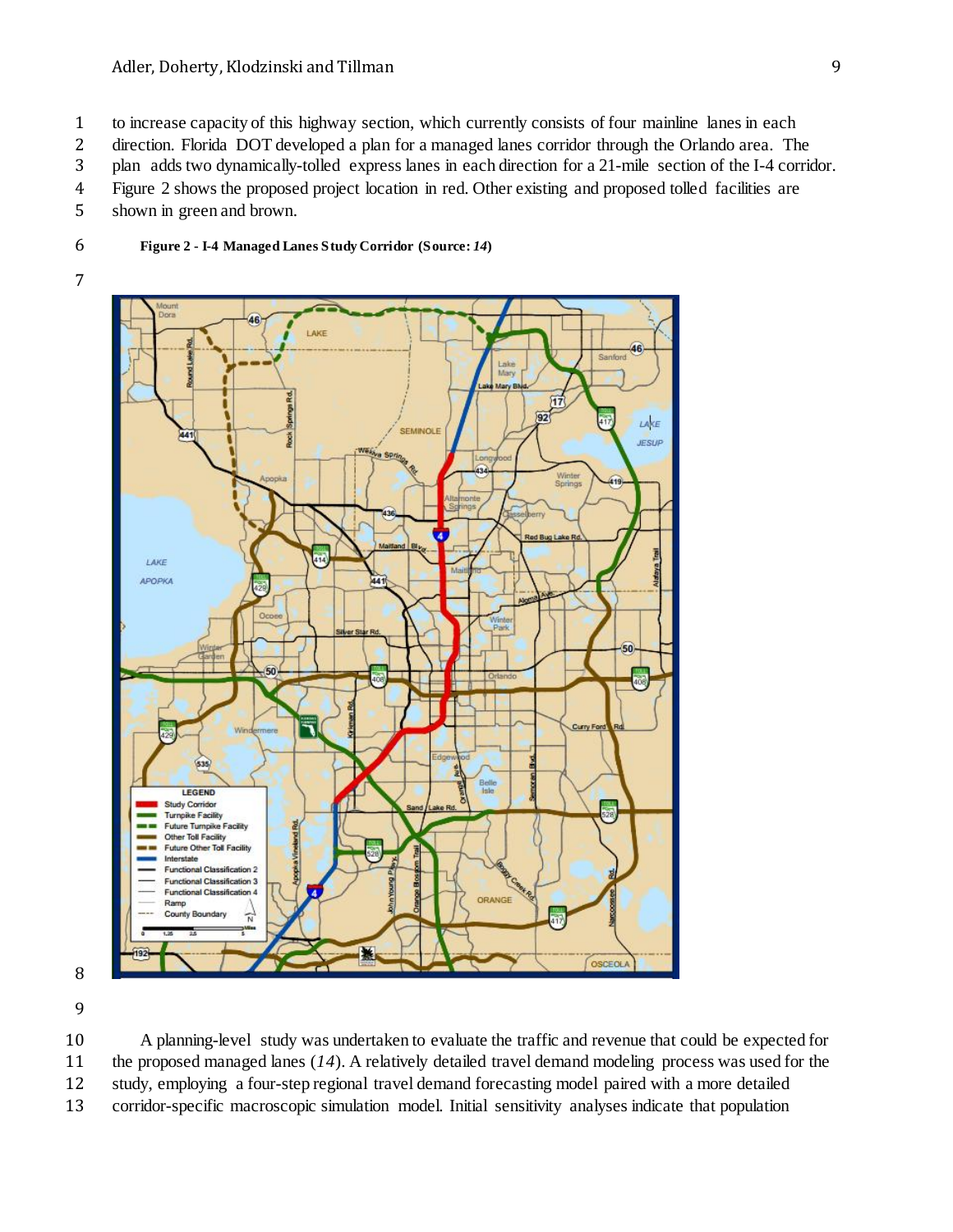to increase capacity of this highway section, which currently consists of four mainline lanes in each direction. Florida DOT developed a plan for a managed lanes corridor through the Orlando area. The plan adds two dynamically-tolled express lanes in each direction for a 21-mile section of the I-4 corridor. Figure 2 shows the proposed project location in red. Other existing and proposed tolled facilities are shown in green and brown.

**Figure 2 - I-4 Managed Lanes Study Corridor (Source: *14*)**

A planning-level study was undertaken to evaluate the traffic and revenue that could be expected for the proposed managed lanes (*14*). A relatively detailed travel demand modeling process was used for the study, employing a four-step regional travel demand forecasting model paired with a more detailed corridor-specific macroscopic simulation model. Initial sensitivity analyses indicate that population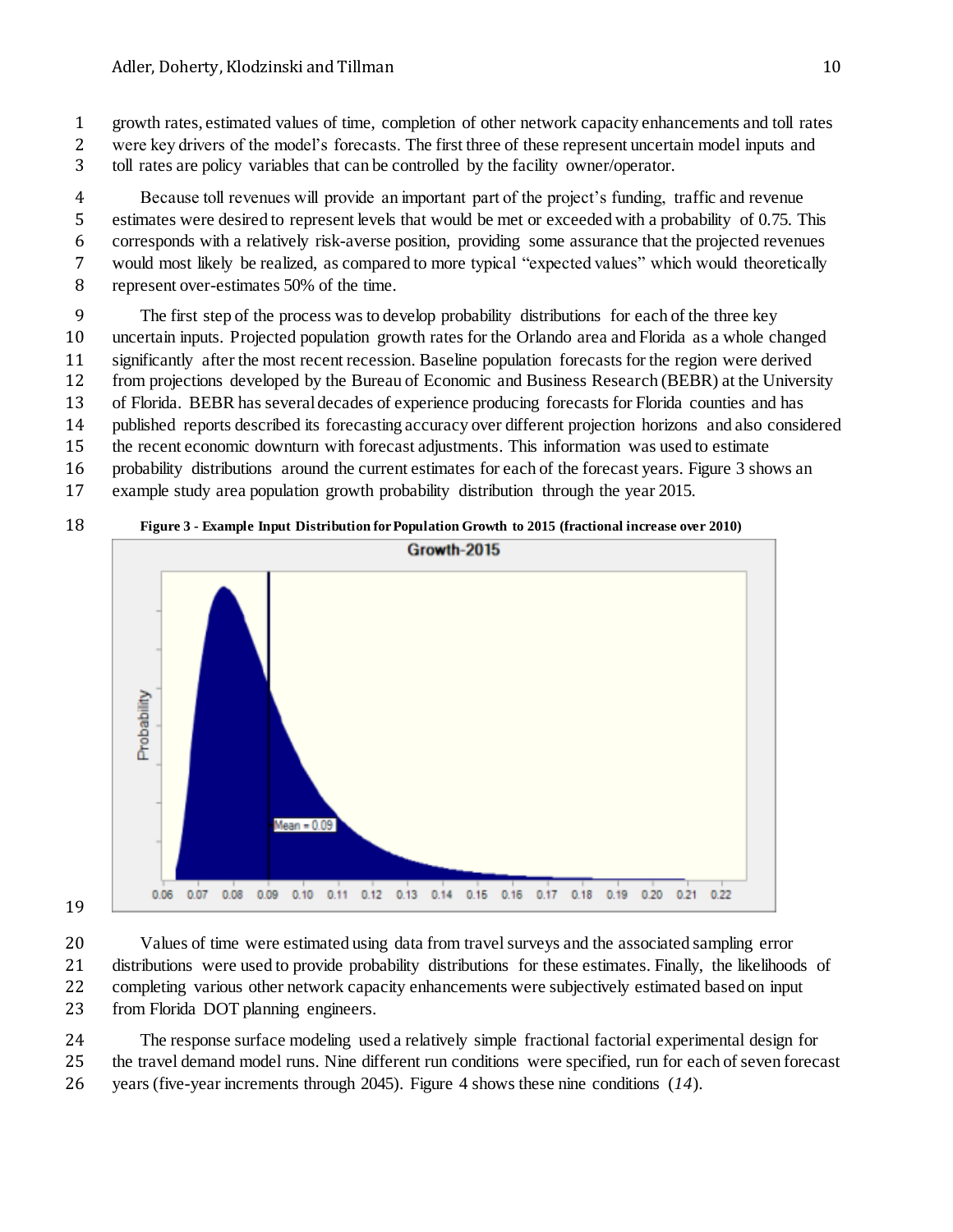growth rates, estimated values of time, completion of other network capacity enhancements and toll rates were key drivers of the model's forecasts. The first three of these represent uncertain model inputs and toll rates are policy variables that can be controlled by the facility owner/operator.

Because toll revenues will provide an important part of the project's funding, traffic and revenue estimates were desired to represent levels that would be met or exceeded with a probability of 0.75. This corresponds with a relatively risk-averse position, providing some assurance that the projected revenues would most likely be realized, as compared to more typical "expected values" which would theoretically represent over-estimates 50% of the time.

The first step of the process was to develop probability distributions for each of the three key uncertain inputs. Projected population growth rates for the Orlando area and Florida as a whole changed significantly after the most recent recession. Baseline population forecasts for the region were derived from projections developed by the Bureau of Economic and Business Research (BEBR) at the University of Florida. BEBR has several decades of experience producing forecasts for Florida counties and has published reports described its forecasting accuracy over different projection horizons and also considered the recent economic downturn with forecast adjustments. This information was used to estimate probability distributions around the current estimates for each of the forecast years. Figure 3 shows an example study area population growth probability distribution through the year 2015.

**Figure 3 - Example Input Distribution for Population Growth to 2015 (fractional increase over 2010)**

Values of time were estimated using data from travel surveys and the associated sampling error distributions were used to provide probability distributions for these estimates. Finally, the likelihoods of completing various other network capacity enhancements were subjectively estimated based on input from Florida DOT planning engineers.

The response surface modeling used a relatively simple fractional factorial experimental design for the travel demand model runs. Nine different run conditions were specified, run for each of seven forecast years (five-year increments through 2045). Figure 4 shows these nine conditions (*14*).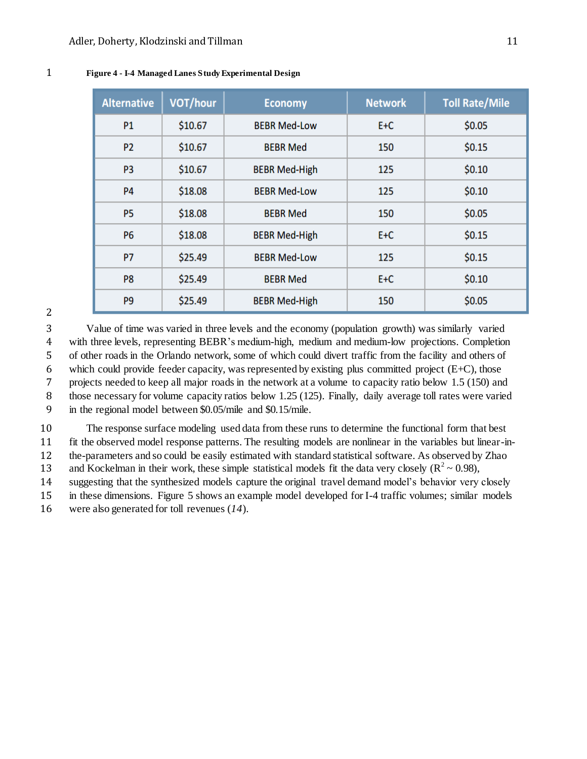**Figure 4 - I-4 Managed Lanes Study Experimental Design**

| Alternative | VOT/hour | Economy | Network | Toll Rate/Mile |
|---|---|---|---|---|
| P1 | $10.67 | BEBR Med-Low | E+C | $0.05 |
| P2 | $10.67 | BEBR Med | 150 | $0.15 |
| P3 | $10.67 | BEBR Med-High | 125 | $0.10 |
| P4 | $18.08 | BEBR Med-Low | 125 | $0.10 |
| P5 | $18.08 | BEBR Med | 150 | $0.05 |
| P6 | $18.08 | BEBR Med-High | E+C | $0.15 |
| P7 | $25.49 | BEBR Med-Low | 125 | $0.15 |
| P8 | $25.49 | BEBR Med | E+C | $0.10 |
| P9 | $25.49 | BEBR Med-High | 150 | $0.05 |

Value of time was varied in three levels and the economy (population growth) was similarly varied with three levels, representing BEBR's medium-high, medium and medium-low projections. Completion of other roads in the Orlando network, some of which could divert traffic from the facility and others of which could provide feeder capacity, was represented by existing plus committed project (E+C), those projects needed to keep all major roads in the network at a volume to capacity ratio below 1.5 (150) and those necessary for volume capacity ratios below 1.25 (125). Finally, daily average toll rates were varied in the regional model between $0.05/mile and $0.15/mile.

The response surface modeling used data from these runs to determine the functional form that best fit the observed model response patterns. The resulting models are nonlinear in the variables but linear-in-the-parameters and so could be easily estimated with standard statistical software. As observed by Zhao and Kockelman in their work, these simple statistical models fit the data very closely ($R^2 \sim 0.98$), suggesting that the synthesized models capture the original travel demand model's behavior very closely in these dimensions. Figure 5 shows an example model developed for I-4 traffic volumes; similar models were also generated for toll revenues (*14*).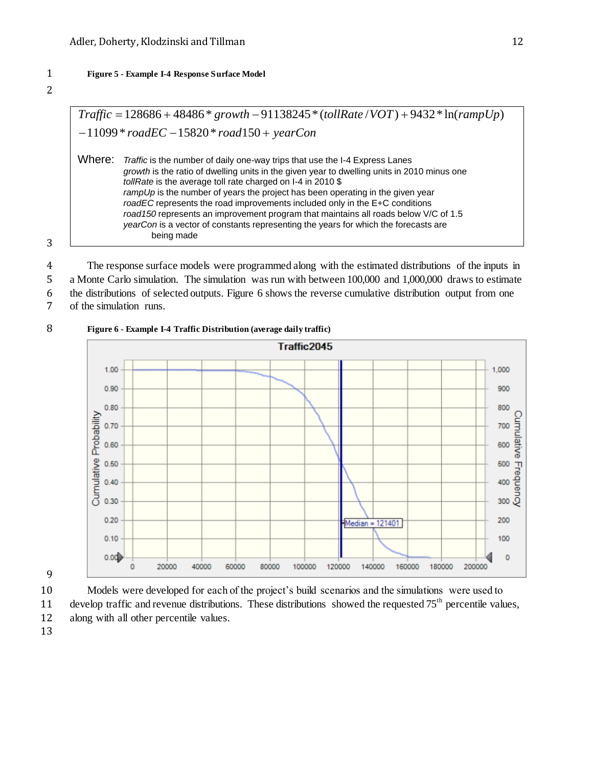**Figure 5 - Example I-4 Response Surface Model**

$$Traffic = 128686 + 48486 * growth - 91138245 * (tollRate / VOT) + 9432 * \ln(rampUp)$$
$$- 11099 * roadEC - 15820 * road150 + yearCon$$

Where:
*Traffic* is the number of daily one-way trips that use the I-4 Express Lanes
*growth* is the ratio of dwelling units in the given year to dwelling units in 2010 minus one
*tollRate* is the average toll rate charged on I-4 in 2010 $
*rampUp* is the number of years the project has been operating in the given year
*roadEC* represents the road improvements included only in the E+C conditions
*road150* represents an improvement program that maintains all roads below V/C of 1.5
*yearCon* is a vector of constants representing the years for which the forecasts are being made

The response surface models were programmed along with the estimated distributions of the inputs in a Monte Carlo simulation. The simulation was run with between 100,000 and 1,000,000 draws to estimate the distributions of selected outputs. Figure 6 shows the reverse cumulative distribution output from one of the simulation runs.

**Figure 6 - Example I-4 Traffic Distribution (average daily traffic)**

Models were developed for each of the project's build scenarios and the simulations were used to develop traffic and revenue distributions. These distributions showed the requested 75th percentile values, along with all other percentile values.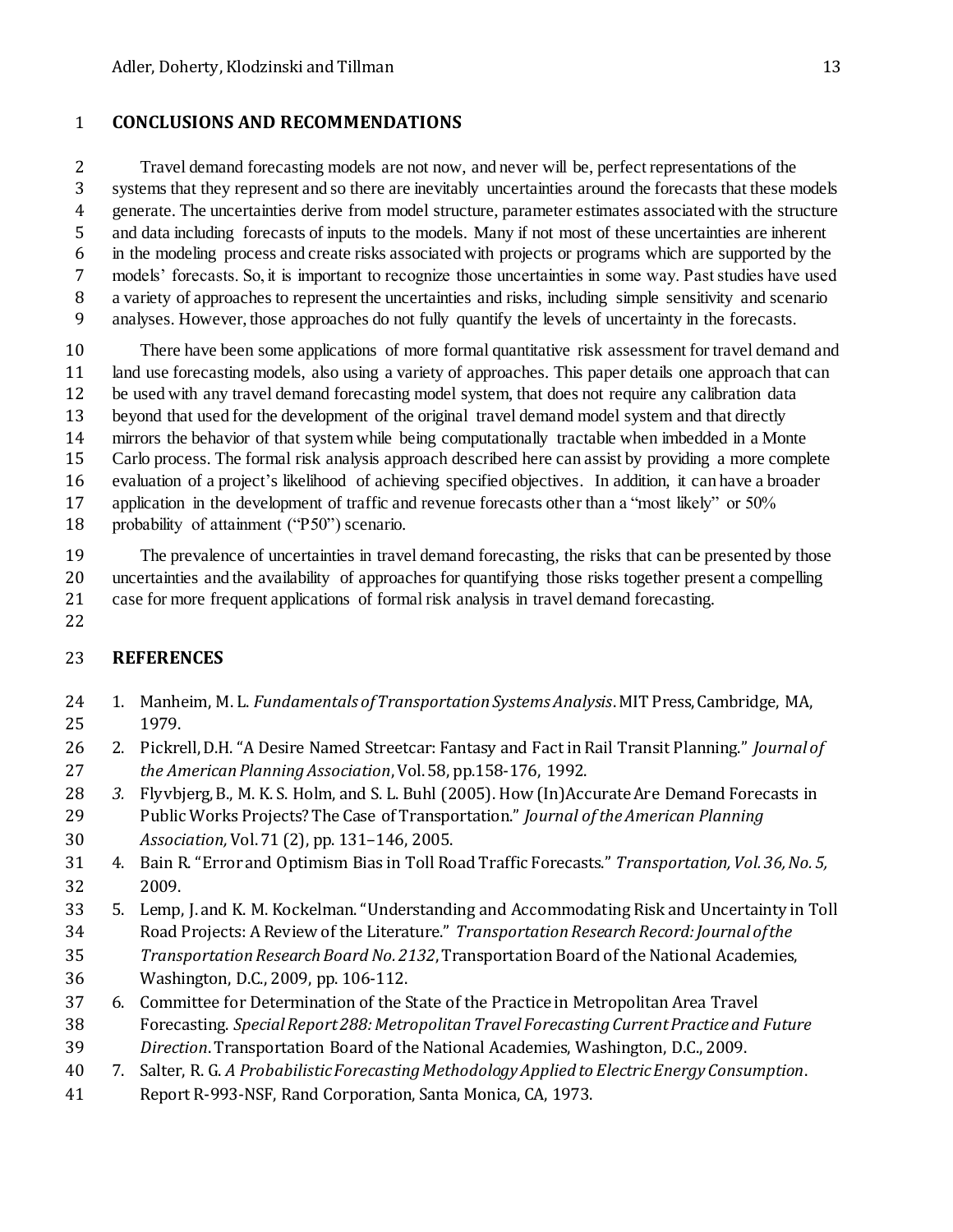## CONCLUSIONS AND RECOMMENDATIONS

Travel demand forecasting models are not now, and never will be, perfect representations of the systems that they represent and so there are inevitably uncertainties around the forecasts that these models generate. The uncertainties derive from model structure, parameter estimates associated with the structure and data including forecasts of inputs to the models. Many if not most of these uncertainties are inherent in the modeling process and create risks associated with projects or programs which are supported by the models' forecasts. So, it is important to recognize those uncertainties in some way. Past studies have used a variety of approaches to represent the uncertainties and risks, including simple sensitivity and scenario analyses. However, those approaches do not fully quantify the levels of uncertainty in the forecasts.

There have been some applications of more formal quantitative risk assessment for travel demand and land use forecasting models, also using a variety of approaches. This paper details one approach that can be used with any travel demand forecasting model system, that does not require any calibration data beyond that used for the development of the original travel demand model system and that directly mirrors the behavior of that system while being computationally tractable when imbedded in a Monte Carlo process. The formal risk analysis approach described here can assist by providing a more complete evaluation of a project's likelihood of achieving specified objectives. In addition, it can have a broader application in the development of traffic and revenue forecasts other than a "most likely" or 50% probability of attainment ("P50") scenario.

The prevalence of uncertainties in travel demand forecasting, the risks that can be presented by those uncertainties and the availability of approaches for quantifying those risks together present a compelling case for more frequent applications of formal risk analysis in travel demand forecasting.

## REFERENCES

1. Manheim, M. L. *Fundamentals of Transportation Systems Analysis*. MIT Press, Cambridge, MA, 1979.
2. Pickrell, D.H. "A Desire Named Streetcar: Fantasy and Fact in Rail Transit Planning." *Journal of the American Planning Association*, Vol. 58, pp.158-176, 1992.
3. Flyvbjerg, B., M. K. S. Holm, and S. L. Buhl (2005). How (In)Accurate Are Demand Forecasts in Public Works Projects? The Case of Transportation." *Journal of the American Planning Association,* Vol. 71 (2), pp. 131–146, 2005.
4. Bain R. "Error and Optimism Bias in Toll Road Traffic Forecasts." *Transportation, Vol. 36, No. 5,* 2009.
5. Lemp, J. and K. M. Kockelman. "Understanding and Accommodating Risk and Uncertainty in Toll Road Projects: A Review of the Literature." *Transportation Research Record: Journal of the Transportation Research Board No. 2132*, Transportation Board of the National Academies, Washington, D.C., 2009, pp. 106-112.
6. Committee for Determination of the State of the Practice in Metropolitan Area Travel Forecasting. *Special Report 288: Metropolitan Travel Forecasting Current Practice and Future Direction*. Transportation Board of the National Academies, Washington, D.C., 2009.
7. Salter, R. G. *A Probabilistic Forecasting Methodology Applied to Electric Energy Consumption*. Report R-993-NSF, Rand Corporation, Santa Monica, CA, 1973.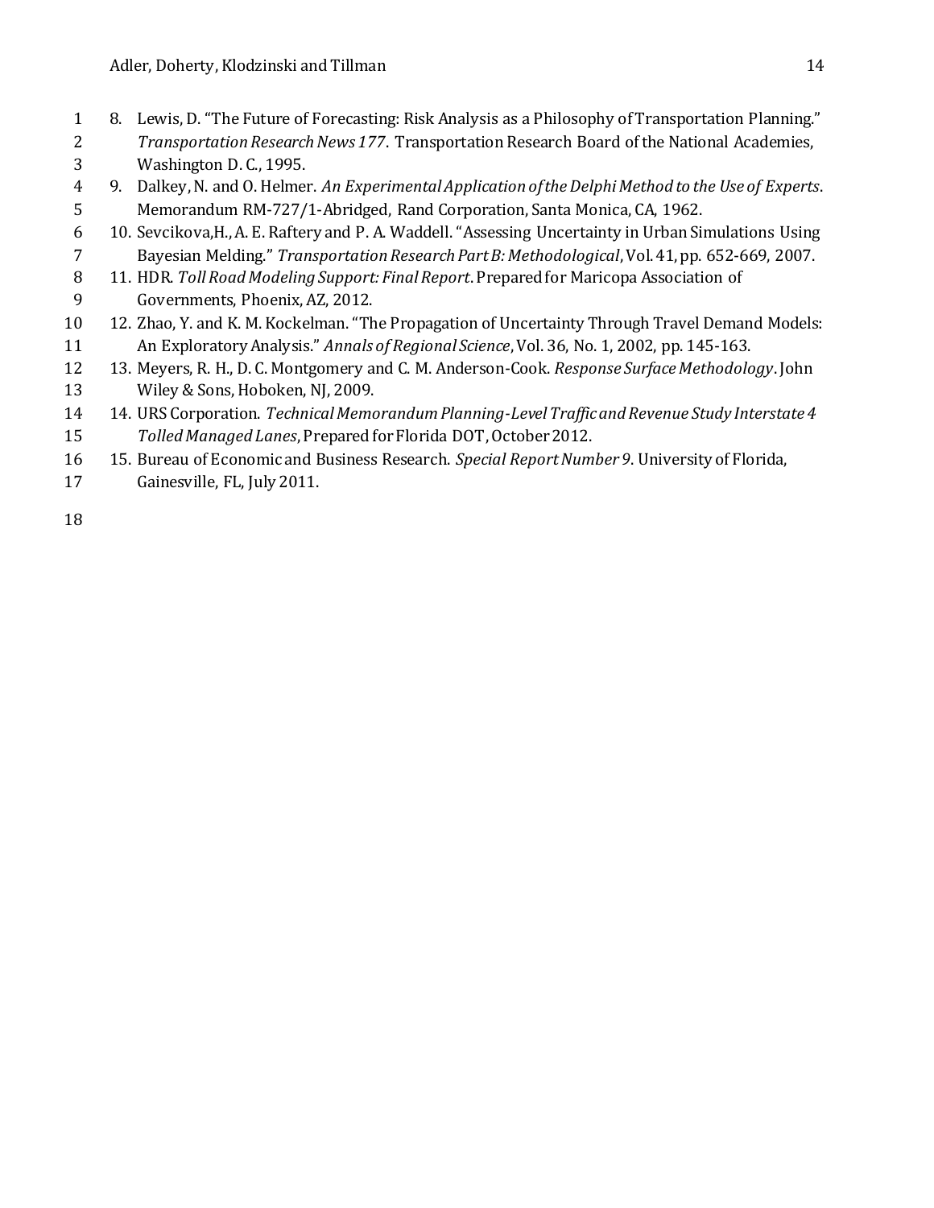8. Lewis, D. "The Future of Forecasting: Risk Analysis as a Philosophy of Transportation Planning." *Transportation Research News 177*. Transportation Research Board of the National Academies, Washington D. C., 1995.
9. Dalkey, N. and O. Helmer. *An Experimental Application of the Delphi Method to the Use of Experts*. Memorandum RM-727/1-Abridged, Rand Corporation, Santa Monica, CA, 1962.
10. Sevcikova,H., A. E. Raftery and P. A. Waddell. "Assessing Uncertainty in Urban Simulations Using Bayesian Melding." *Transportation Research Part B: Methodological*, Vol. 41, pp. 652-669, 2007.
11. HDR. *Toll Road Modeling Support: Final Report*. Prepared for Maricopa Association of Governments, Phoenix, AZ, 2012.
12. Zhao, Y. and K. M. Kockelman. "The Propagation of Uncertainty Through Travel Demand Models: An Exploratory Analysis." *Annals of Regional Science*, Vol. 36, No. 1, 2002, pp. 145-163.
13. Meyers, R. H., D. C. Montgomery and C. M. Anderson-Cook. *Response Surface Methodology*. John Wiley & Sons, Hoboken, NJ, 2009.
14. URS Corporation. *Technical Memorandum Planning-Level Traffic and Revenue Study Interstate 4 Tolled Managed Lanes*, Prepared for Florida DOT, October 2012.
15. Bureau of Economic and Business Research. *Special Report Number 9*. University of Florida, Gainesville, FL, July 2011.